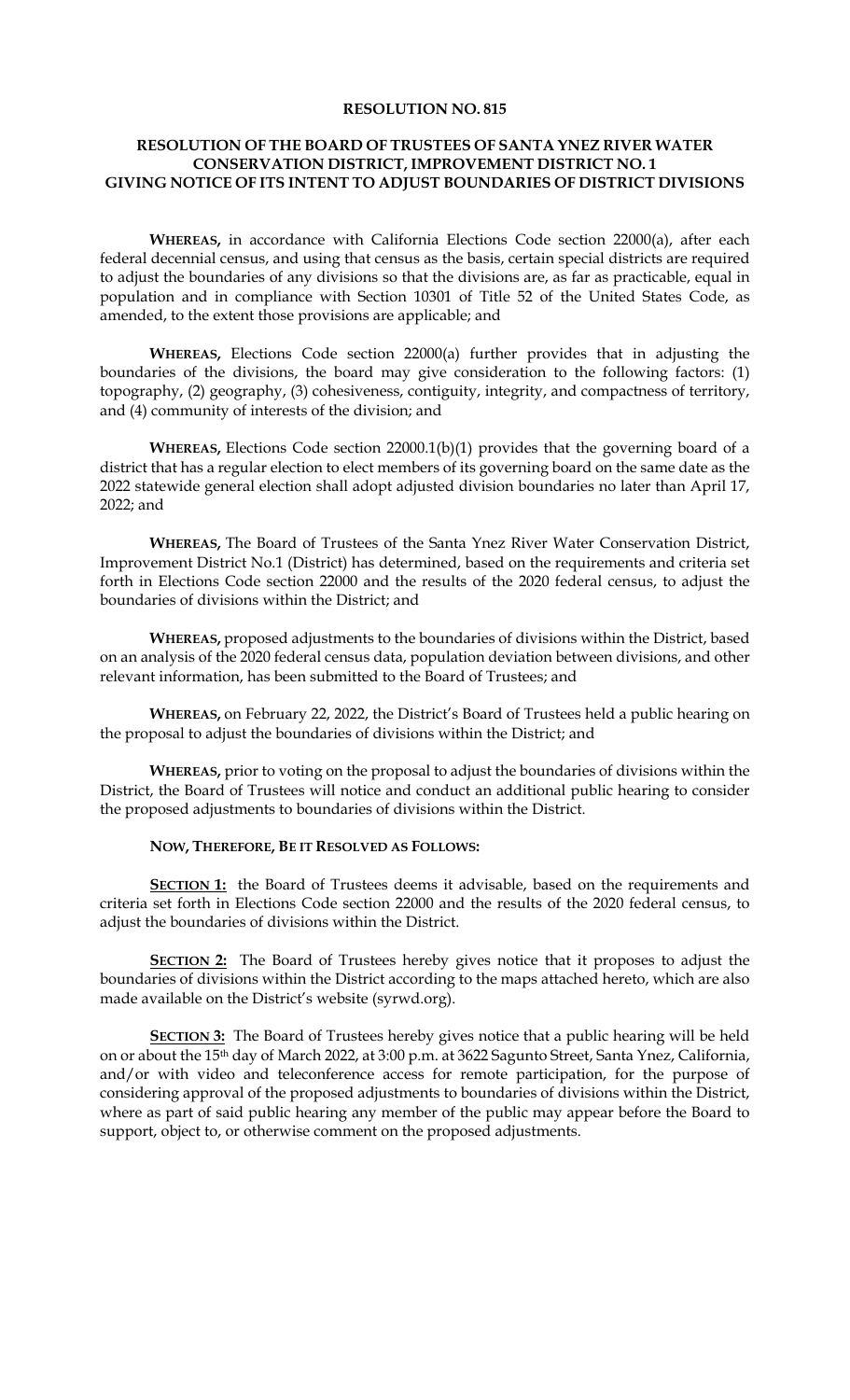# RESOLUTION NO. 815

## RESOLUTION OF THE BOARD OF TRUSTEES OF SANTA YNEZ RIVER WATER CONSERVATION DISTRICT, IMPROVEMENT DISTRICT NO. 1 GIVING NOTICE OF ITS INTENT TO ADJUST BOUNDARIES OF DISTRICT DIVISIONS

**WHEREAS,** in accordance with California Elections Code section 22000(a), after each federal decennial census, and using that census as the basis, certain special districts are required to adjust the boundaries of any divisions so that the divisions are, as far as practicable, equal in population and in compliance with Section 10301 of Title 52 of the United States Code, as amended, to the extent those provisions are applicable; and

**WHEREAS,** Elections Code section 22000(a) further provides that in adjusting the boundaries of the divisions, the board may give consideration to the following factors: (1) topography, (2) geography, (3) cohesiveness, contiguity, integrity, and compactness of territory, and (4) community of interests of the division; and

**WHEREAS,** Elections Code section 22000.1(b)(1) provides that the governing board of a district that has a regular election to elect members of its governing board on the same date as the 2022 statewide general election shall adopt adjusted division boundaries no later than April 17, 2022; and

**WHEREAS,** The Board of Trustees of the Santa Ynez River Water Conservation District, Improvement District No.1 (District) has determined, based on the requirements and criteria set forth in Elections Code section 22000 and the results of the 2020 federal census, to adjust the boundaries of divisions within the District; and

**WHEREAS,** proposed adjustments to the boundaries of divisions within the District, based on an analysis of the 2020 federal census data, population deviation between divisions, and other relevant information, has been submitted to the Board of Trustees; and

**WHEREAS,** on February 22, 2022, the District's Board of Trustees held a public hearing on the proposal to adjust the boundaries of divisions within the District; and

**WHEREAS,** prior to voting on the proposal to adjust the boundaries of divisions within the District, the Board of Trustees will notice and conduct an additional public hearing to consider the proposed adjustments to boundaries of divisions within the District.

**NOW, THEREFORE, BE IT RESOLVED AS FOLLOWS:**

**SECTION 1:** the Board of Trustees deems it advisable, based on the requirements and criteria set forth in Elections Code section 22000 and the results of the 2020 federal census, to adjust the boundaries of divisions within the District.

**SECTION 2:** The Board of Trustees hereby gives notice that it proposes to adjust the boundaries of divisions within the District according to the maps attached hereto, which are also made available on the District's website (syrwd.org).

**SECTION 3:** The Board of Trustees hereby gives notice that a public hearing will be held on or about the 15th day of March 2022, at 3:00 p.m. at 3622 Sagunto Street, Santa Ynez, California, and/or with video and teleconference access for remote participation, for the purpose of considering approval of the proposed adjustments to boundaries of divisions within the District, where as part of said public hearing any member of the public may appear before the Board to support, object to, or otherwise comment on the proposed adjustments.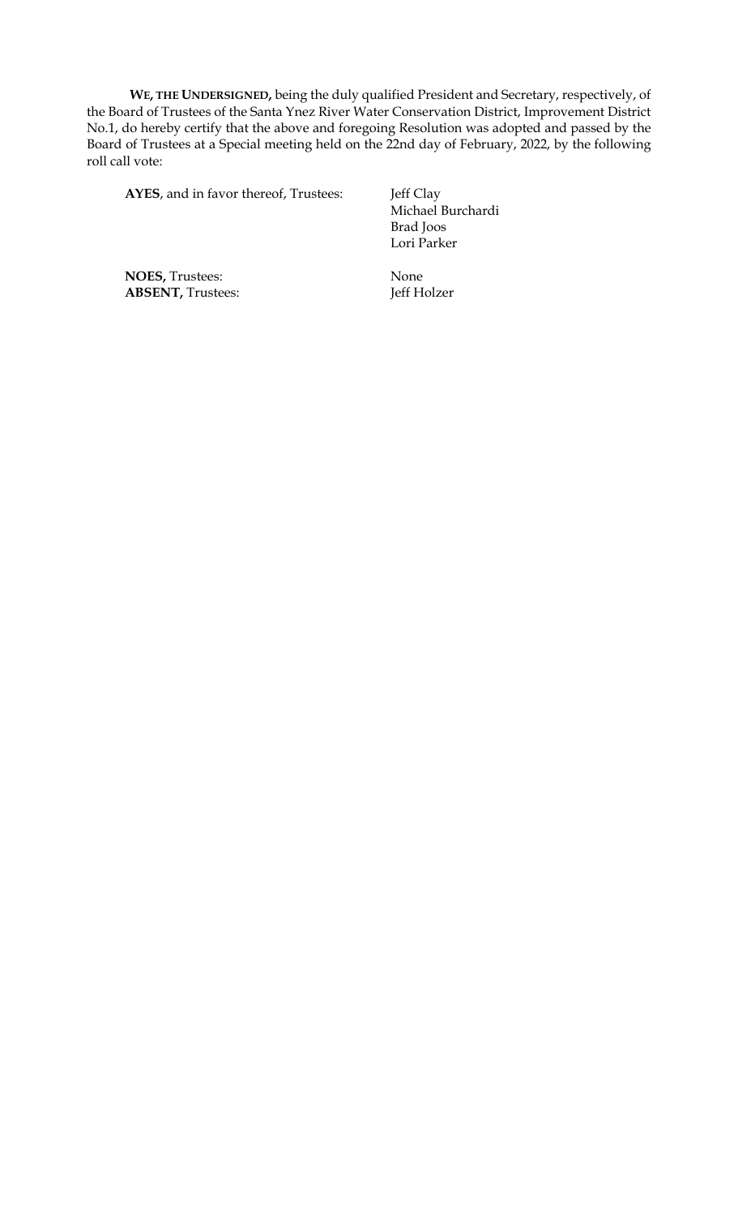**WE, THE UNDERSIGNED,** being the duly qualified President and Secretary, respectively, of the Board of Trustees of the Santa Ynez River Water Conservation District, Improvement District No.1, do hereby certify that the above and foregoing Resolution was adopted and passed by the Board of Trustees at a Special meeting held on the 22nd day of February, 2022, by the following roll call vote:

| | |
|---|---|
| **AYES**, and in favor thereof, Trustees: | Jeff Clay<br>Michael Burchardi<br>Brad Joos<br>Lori Parker |
| **NOES,** Trustees: | None |
| **ABSENT,** Trustees: | Jeff Holzer |